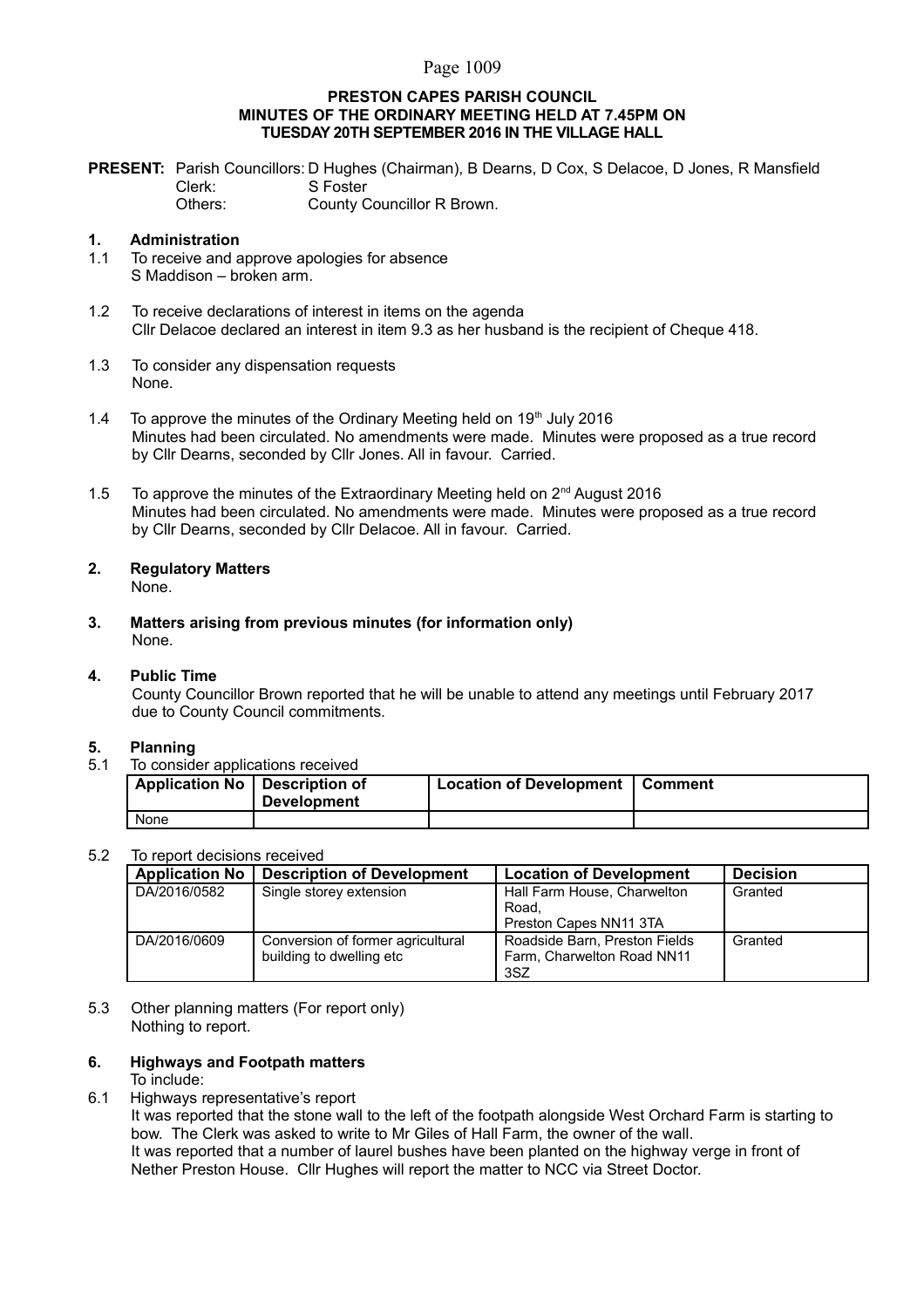**PRESTON CAPES PARISH COUNCIL**
**MINUTES OF THE ORDINARY MEETING HELD AT 7.45PM ON**
**TUESDAY 20TH SEPTEMBER 2016 IN THE VILLAGE HALL**

**PRESENT:** Parish Councillors: D Hughes (Chairman), B Dearns, D Cox, S Delacoe, D Jones, R Mansfield
Clerk: S Foster
Others: County Councillor R Brown.

## 1. Administration

1.1 To receive and approve apologies for absence
S Maddison – broken arm.

1.2 To receive declarations of interest in items on the agenda
Cllr Delacoe declared an interest in item 9.3 as her husband is the recipient of Cheque 418.

1.3 To consider any dispensation requests
None.

1.4 To approve the minutes of the Ordinary Meeting held on 19th July 2016
Minutes had been circulated. No amendments were made. Minutes were proposed as a true record by Cllr Dearns, seconded by Cllr Jones. All in favour. Carried.

1.5 To approve the minutes of the Extraordinary Meeting held on 2nd August 2016
Minutes had been circulated. No amendments were made. Minutes were proposed as a true record by Cllr Dearns, seconded by Cllr Delacoe. All in favour. Carried.

## 2. Regulatory Matters

None.

## 3. Matters arising from previous minutes (for information only)

None.

## 4. Public Time

County Councillor Brown reported that he will be unable to attend any meetings until February 2017 due to County Council commitments.

## 5. Planning

5.1 To consider applications received

| Application No | Description of Development | Location of Development | Comment |
|---|---|---|---|
| None | | | |

5.2 To report decisions received

| Application No | Description of Development | Location of Development | Decision |
|---|---|---|---|
| DA/2016/0582 | Single storey extension | Hall Farm House, Charwelton Road, Preston Capes NN11 3TA | Granted |
| DA/2016/0609 | Conversion of former agricultural building to dwelling etc | Roadside Barn, Preston Fields Farm, Charwelton Road NN11 3SZ | Granted |

5.3 Other planning matters (For report only)
Nothing to report.

## 6. Highways and Footpath matters

To include:

6.1 Highways representative's report
It was reported that the stone wall to the left of the footpath alongside West Orchard Farm is starting to bow. The Clerk was asked to write to Mr Giles of Hall Farm, the owner of the wall.
It was reported that a number of laurel bushes have been planted on the highway verge in front of Nether Preston House. Cllr Hughes will report the matter to NCC via Street Doctor.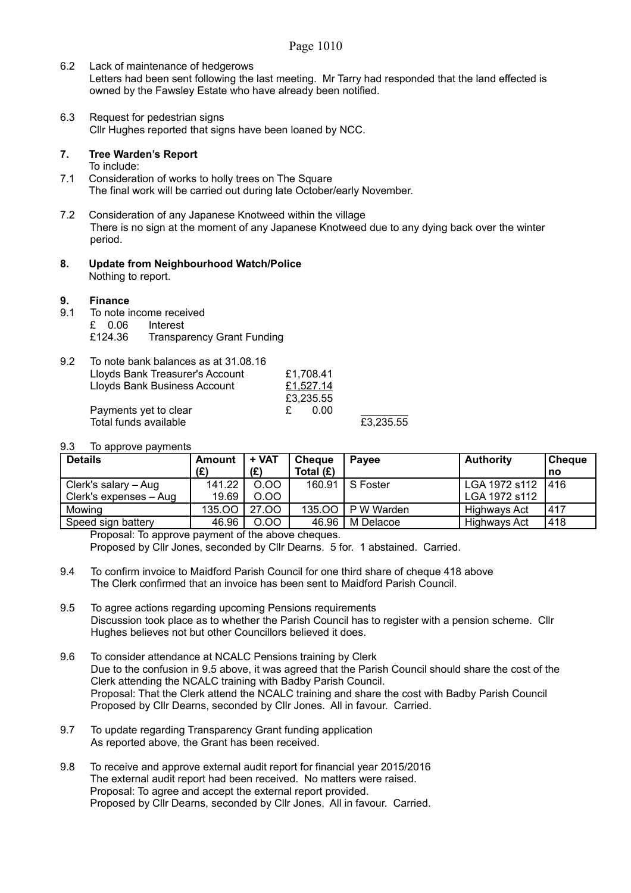6.2 Lack of maintenance of hedgerows
Letters had been sent following the last meeting. Mr Tarry had responded that the land effected is owned by the Fawsley Estate who have already been notified.

6.3 Request for pedestrian signs
Cllr Hughes reported that signs have been loaned by NCC.

## 7. Tree Warden's Report

To include:

7.1 Consideration of works to holly trees on The Square
The final work will be carried out during late October/early November.

7.2 Consideration of any Japanese Knotweed within the village
There is no sign at the moment of any Japanese Knotweed due to any dying back over the winter period.

## 8. Update from Neighbourhood Watch/Police

Nothing to report.

## 9. Finance

9.1 To note income received

£ 0.06 Interest
£124.36 Transparency Grant Funding

9.2 To note bank balances as at 31.08.16

| | | |
|---|---|---|
| Lloyds Bank Treasurer's Account | £1,708.41 | |
| Lloyds Bank Business Account | £1,527.14 | |
| | £3,235.55 | |
| Payments yet to clear | £ 0.00 | |
| Total funds available | | £3,235.55 |

9.3 To approve payments

| Details | Amount (£) | + VAT (£) | Cheque Total (£) | Payee | Authority | Cheque no |
|---|---|---|---|---|---|---|
| Clerk's salary – Aug<br>Clerk's expenses – Aug | 141.22<br>19.69 | O.OO<br>O.OO | 160.91 | S Foster | LGA 1972 s112<br>LGA 1972 s112 | 416 |
| Mowing | 135.OO | 27.OO | 135.OO | P W Warden | Highways Act | 417 |
| Speed sign battery | 46.96 | O.OO | 46.96 | M Delacoe | Highways Act | 418 |

Proposal: To approve payment of the above cheques.
Proposed by Cllr Jones, seconded by Cllr Dearns. 5 for. 1 abstained. Carried.

9.4 To confirm invoice to Maidford Parish Council for one third share of cheque 418 above
The Clerk confirmed that an invoice has been sent to Maidford Parish Council.

9.5 To agree actions regarding upcoming Pensions requirements
Discussion took place as to whether the Parish Council has to register with a pension scheme. Cllr Hughes believes not but other Councillors believed it does.

9.6 To consider attendance at NCALC Pensions training by Clerk
Due to the confusion in 9.5 above, it was agreed that the Parish Council should share the cost of the Clerk attending the NCALC training with Badby Parish Council.
Proposal: That the Clerk attend the NCALC training and share the cost with Badby Parish Council
Proposed by Cllr Dearns, seconded by Cllr Jones. All in favour. Carried.

9.7 To update regarding Transparency Grant funding application
As reported above, the Grant has been received.

9.8 To receive and approve external audit report for financial year 2015/2016
The external audit report had been received. No matters were raised.
Proposal: To agree and accept the external report provided.
Proposed by Cllr Dearns, seconded by Cllr Jones. All in favour. Carried.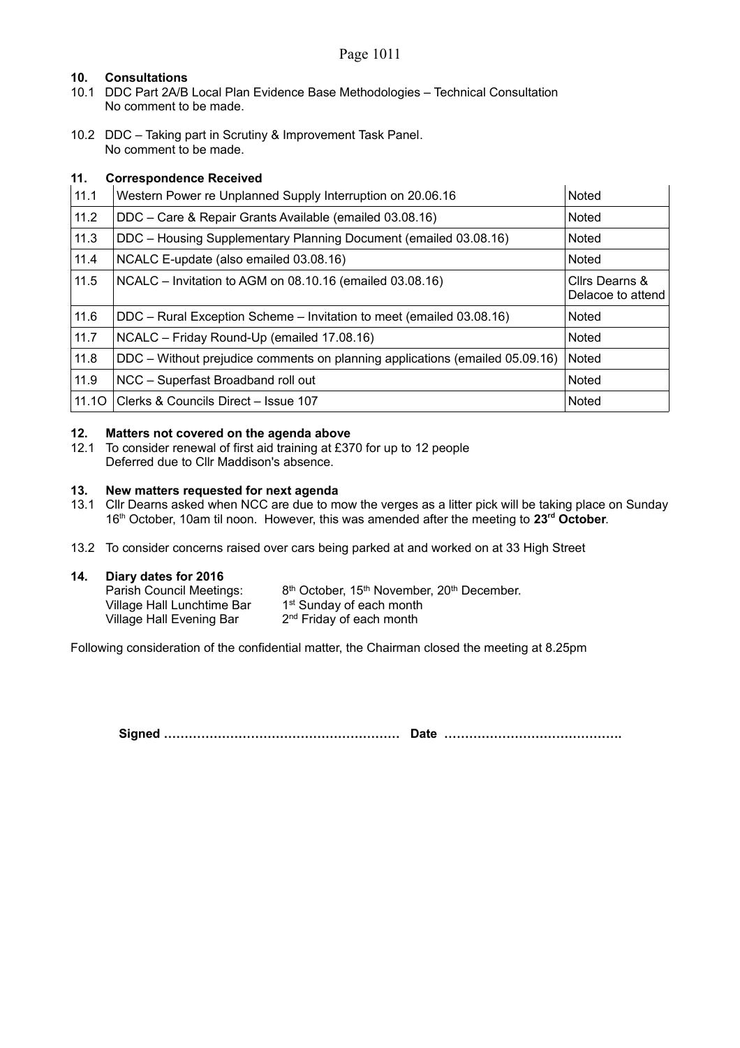## 10. Consultations

10.1 DDC Part 2A/B Local Plan Evidence Base Methodologies – Technical Consultation
No comment to be made.

10.2 DDC – Taking part in Scrutiny & Improvement Task Panel.
No comment to be made.

## 11. Correspondence Received

| | | |
|---|---|---|
| 11.1 | Western Power re Unplanned Supply Interruption on 20.06.16 | Noted |
| 11.2 | DDC – Care & Repair Grants Available (emailed 03.08.16) | Noted |
| 11.3 | DDC – Housing Supplementary Planning Document (emailed 03.08.16) | Noted |
| 11.4 | NCALC E-update (also emailed 03.08.16) | Noted |
| 11.5 | NCALC – Invitation to AGM on 08.10.16 (emailed 03.08.16) | Cllrs Dearns & Delacoe to attend |
| 11.6 | DDC – Rural Exception Scheme – Invitation to meet (emailed 03.08.16) | Noted |
| 11.7 | NCALC – Friday Round-Up (emailed 17.08.16) | Noted |
| 11.8 | DDC – Without prejudice comments on planning applications (emailed 05.09.16) | Noted |
| 11.9 | NCC – Superfast Broadband roll out | Noted |
| 11.1O | Clerks & Councils Direct – Issue 107 | Noted |

## 12. Matters not covered on the agenda above

12.1 To consider renewal of first aid training at £370 for up to 12 people
Deferred due to Cllr Maddison's absence.

## 13. New matters requested for next agenda

13.1 Cllr Dearns asked when NCC are due to mow the verges as a litter pick will be taking place on Sunday 16th October, 10am til noon. However, this was amended after the meeting to **23rd October**.

13.2 To consider concerns raised over cars being parked at and worked on at 33 High Street

## 14. Diary dates for 2016

| | |
|---|---|
| Parish Council Meetings: | 8th October, 15th November, 20th December. |
| Village Hall Lunchtime Bar | 1st Sunday of each month |
| Village Hall Evening Bar | 2nd Friday of each month |

Following consideration of the confidential matter, the Chairman closed the meeting at 8.25pm

**Signed ………………………………………………… Date …………………………………….**